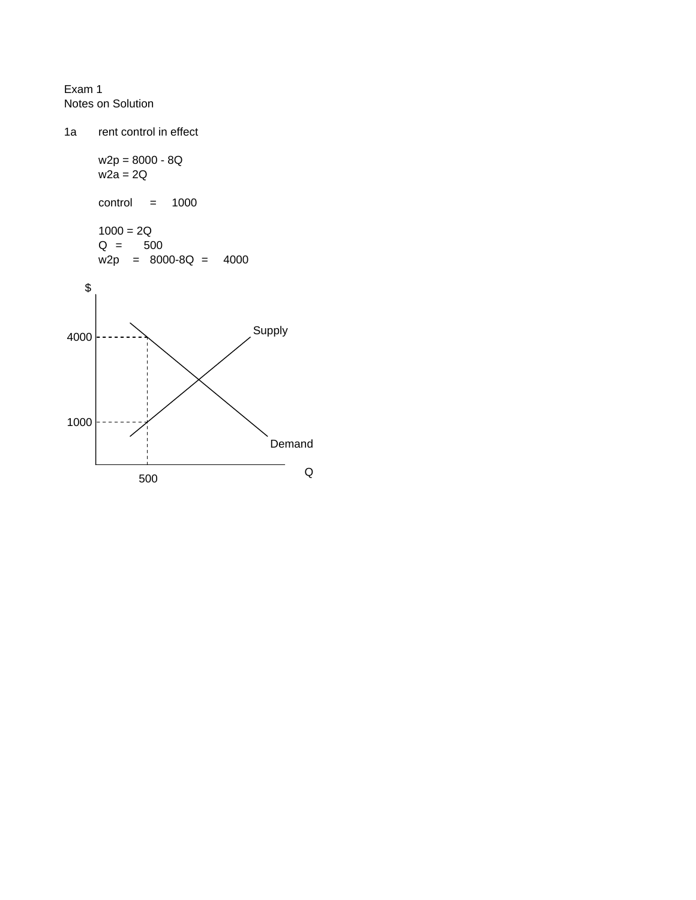Exam 1
Notes on Solution

1a rent control in effect

w2p = 8000 - 8Q
w2a = 2Q

control = 1000

1000 = 2Q
Q = 500
w2p = 8000-8Q = 4000

$

Supply

4000

1000

Demand

Q

500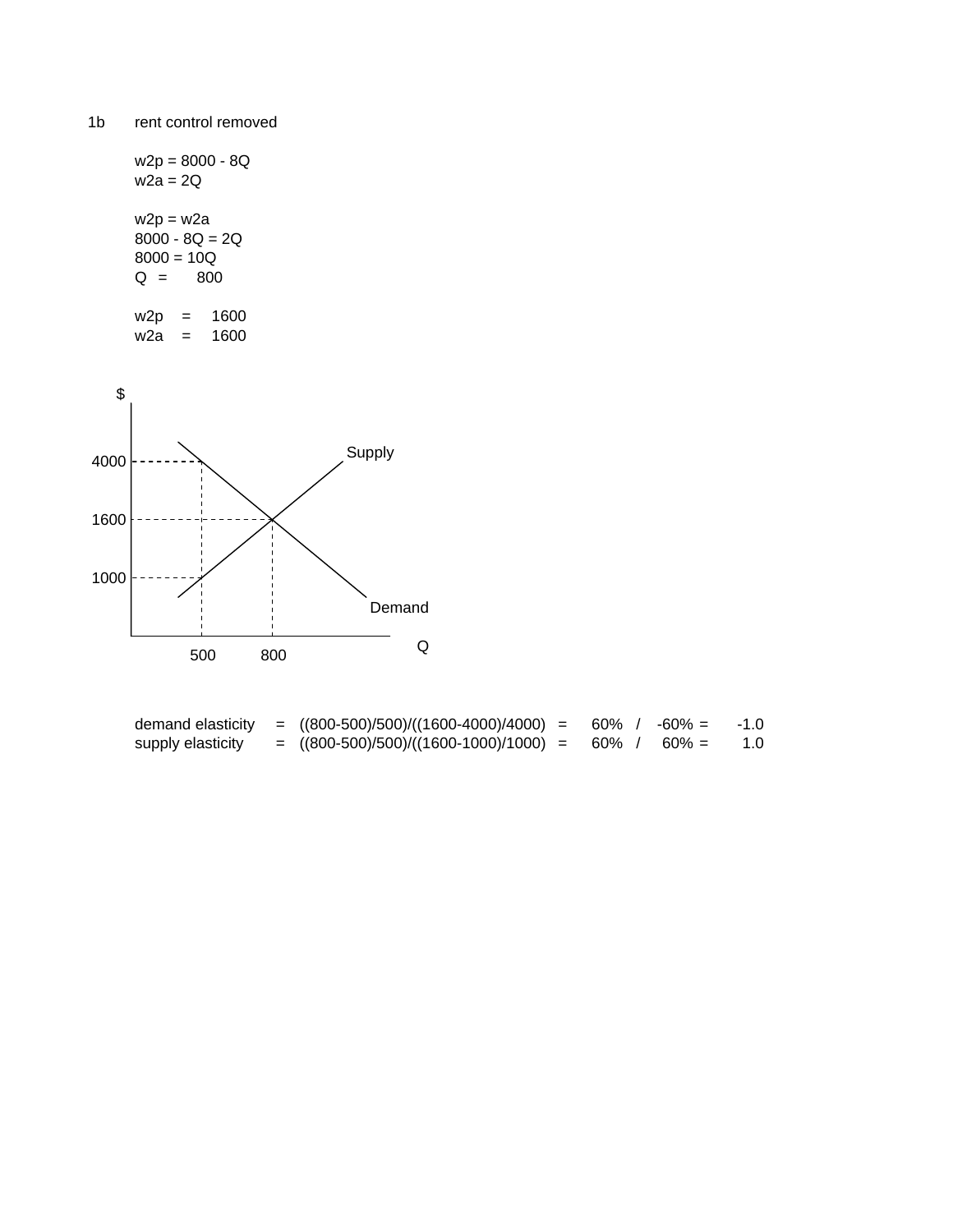1b rent control removed

$w2p = 8000 - 8Q$
$w2a = 2Q$

$w2p = w2a$
$8000 - 8Q = 2Q$
$8000 = 10Q$
$Q = 800$

$w2p = 1600$
$w2a = 1600$

$

4000
1600
1000

Supply

Demand

Q

500 800

| | | | | | | | |
|---|---|---|---|---|---|---|---|
| demand elasticity | = | ((800-500)/500)/((1600-4000)/4000) | = | 60% | / | -60% = | -1.0 |
| supply elasticity | = | ((800-500)/500)/((1600-1000)/1000) | = | 60% | / | 60% = | 1.0 |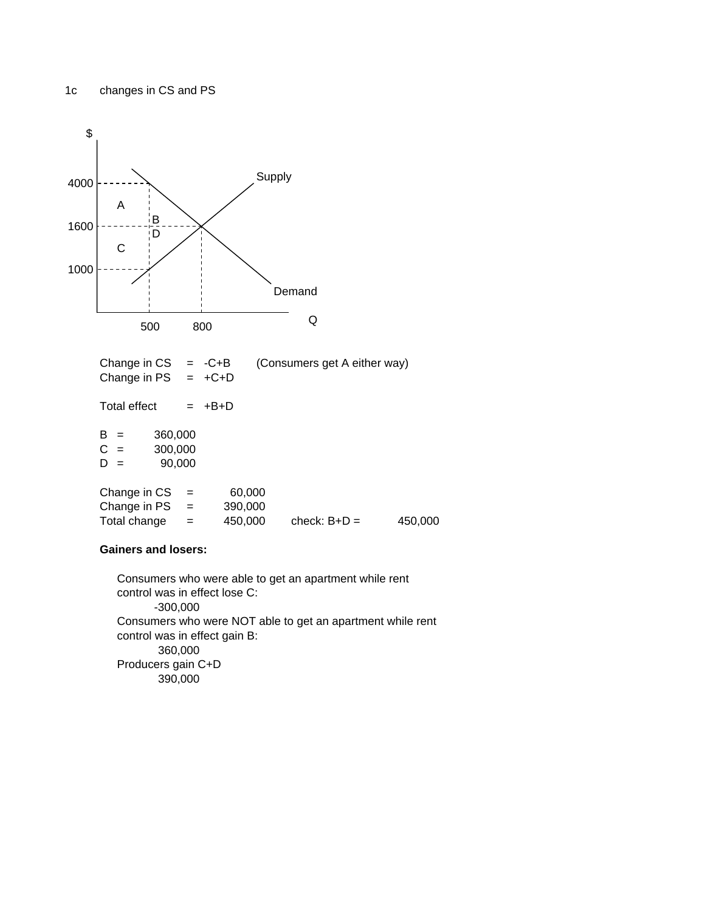1c changes in CS and PS

| | | | |
|---|---|---|---|
| Change in CS | = | -C+B | (Consumers get A either way) |
| Change in PS | = | +C+D | |
| | | | |
| Total effect | = | +B+D | |

| | | |
|---|---|---|
| B | = | 360,000 |
| C | = | 300,000 |
| D | = | 90,000 |

| | | | | |
|---|---|---|---|---|
| Change in CS | = | 60,000 | | |
| Change in PS | = | 390,000 | | |
| Total change | = | 450,000 | check: B+D = | 450,000 |

**Gainers and losers:**

Consumers who were able to get an apartment while rent control was in effect lose C:
-300,000

Consumers who were NOT able to get an apartment while rent control was in effect gain B:
360,000

Producers gain C+D
390,000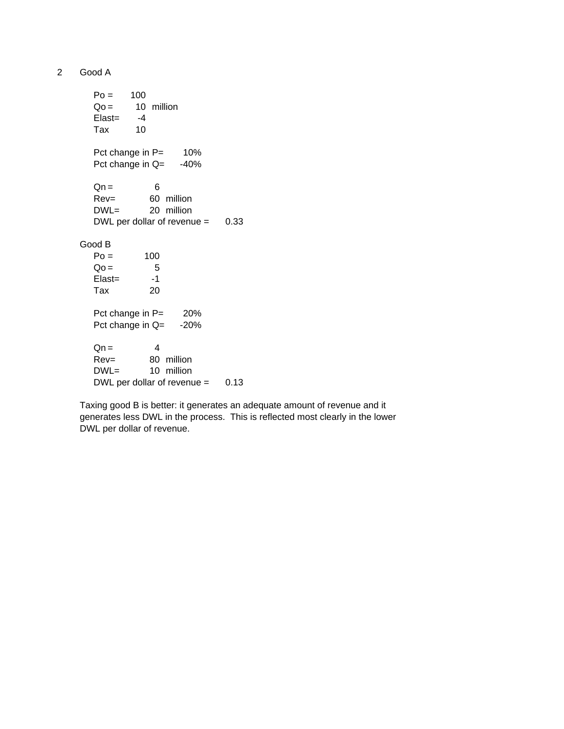2 Good A

| | | |
|---|---|---|
| Po = | 100 | |
| Qo = | 10 | million |
| Elast= | -4 | |
| Tax | 10 | |

| | |
|---|---|
| Pct change in P= | 10% |
| Pct change in Q= | -40% |

| | | |
|---|---|---|
| Qn = | 6 | |
| Rev= | 60 | million |
| DWL= | 20 | million |

DWL per dollar of revenue = 0.33

Good B

| | |
|---|---|
| Po = | 100 |
| Qo = | 5 |
| Elast= | -1 |
| Tax | 20 |

| | |
|---|---|
| Pct change in P= | 20% |
| Pct change in Q= | -20% |

| | | |
|---|---|---|
| Qn = | 4 | |
| Rev= | 80 | million |
| DWL= | 10 | million |

DWL per dollar of revenue = 0.13

Taxing good B is better: it generates an adequate amount of revenue and it generates less DWL in the process. This is reflected most clearly in the lower DWL per dollar of revenue.